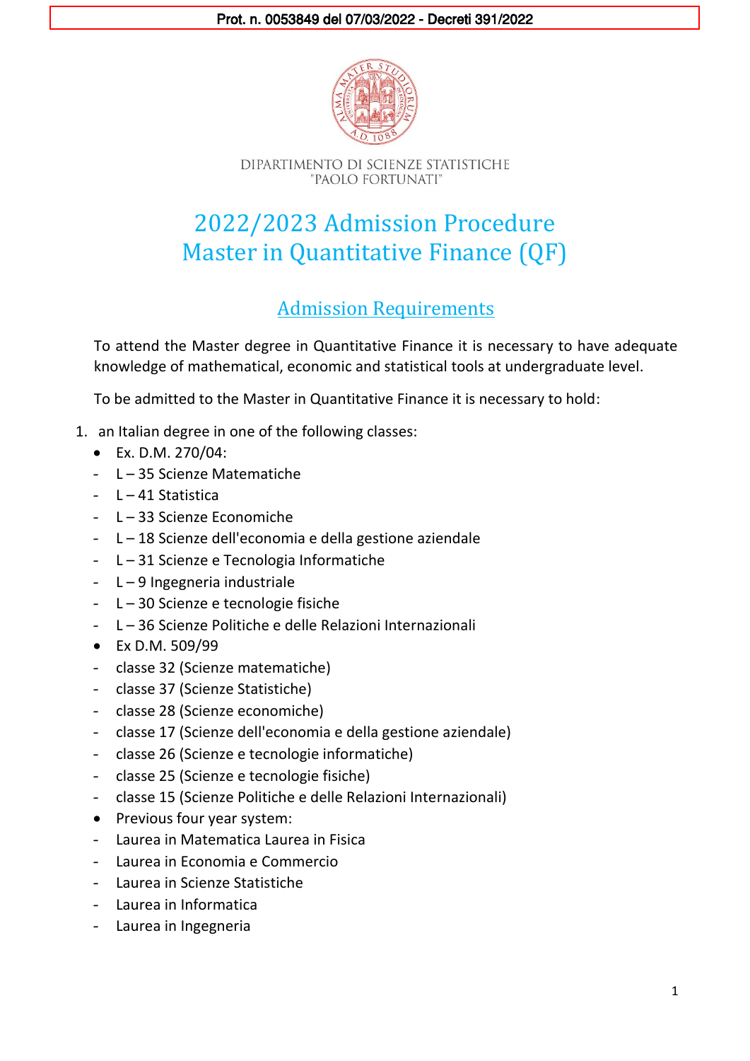Prot. n. 0053849 del 07/03/2022 - Decreti 391/2022

DIPARTIMENTO DI SCIENZE STATISTICHE
"PAOLO FORTUNATI"

# 2022/2023 Admission Procedure
# Master in Quantitative Finance (QF)

## Admission Requirements

To attend the Master degree in Quantitative Finance it is necessary to have adequate knowledge of mathematical, economic and statistical tools at undergraduate level.

To be admitted to the Master in Quantitative Finance it is necessary to hold:

1. an Italian degree in one of the following classes:
   - Ex. D.M. 270/04:
     - L – 35 Scienze Matematiche
     - L – 41 Statistica
     - L – 33 Scienze Economiche
     - L – 18 Scienze dell'economia e della gestione aziendale
     - L – 31 Scienze e Tecnologia Informatiche
     - L – 9 Ingegneria industriale
     - L – 30 Scienze e tecnologie fisiche
     - L – 36 Scienze Politiche e delle Relazioni Internazionali
   - Ex D.M. 509/99
     - classe 32 (Scienze matematiche)
     - classe 37 (Scienze Statistiche)
     - classe 28 (Scienze economiche)
     - classe 17 (Scienze dell'economia e della gestione aziendale)
     - classe 26 (Scienze e tecnologie informatiche)
     - classe 25 (Scienze e tecnologie fisiche)
     - classe 15 (Scienze Politiche e delle Relazioni Internazionali)
   - Previous four year system:
     - Laurea in Matematica Laurea in Fisica
     - Laurea in Economia e Commercio
     - Laurea in Scienze Statistiche
     - Laurea in Informatica
     - Laurea in Ingegneria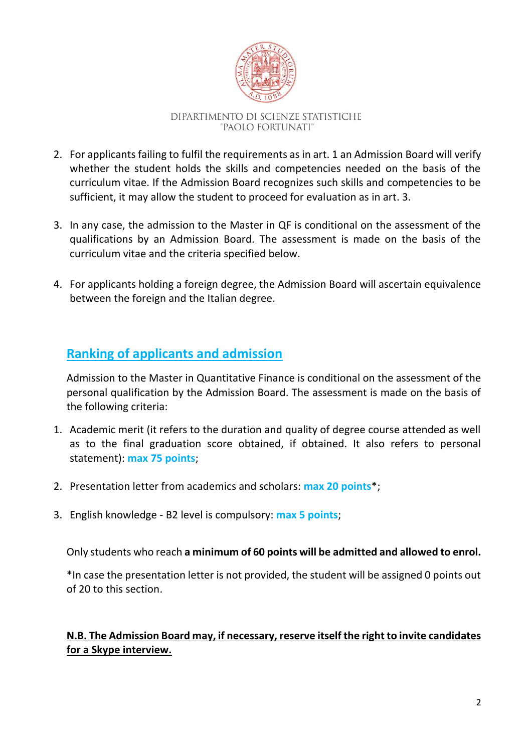DIPARTIMENTO DI SCIENZE STATISTICHE
"PAOLO FORTUNATI"

2. For applicants failing to fulfil the requirements as in art. 1 an Admission Board will verify whether the student holds the skills and competencies needed on the basis of the curriculum vitae. If the Admission Board recognizes such skills and competencies to be sufficient, it may allow the student to proceed for evaluation as in art. 3.

3. In any case, the admission to the Master in QF is conditional on the assessment of the qualifications by an Admission Board. The assessment is made on the basis of the curriculum vitae and the criteria specified below.

4. For applicants holding a foreign degree, the Admission Board will ascertain equivalence between the foreign and the Italian degree.

## Ranking of applicants and admission

Admission to the Master in Quantitative Finance is conditional on the assessment of the personal qualification by the Admission Board. The assessment is made on the basis of the following criteria:

1. Academic merit (it refers to the duration and quality of degree course attended as well as to the final graduation score obtained, if obtained. It also refers to personal statement): **max 75 points**;

2. Presentation letter from academics and scholars: **max 20 points***;

3. English knowledge - B2 level is compulsory: **max 5 points**;

Only students who reach **a minimum of 60 points will be admitted and allowed to enrol.**

*In case the presentation letter is not provided, the student will be assigned 0 points out of 20 to this section.

**N.B. The Admission Board may, if necessary, reserve itself the right to invite candidates for a Skype interview.**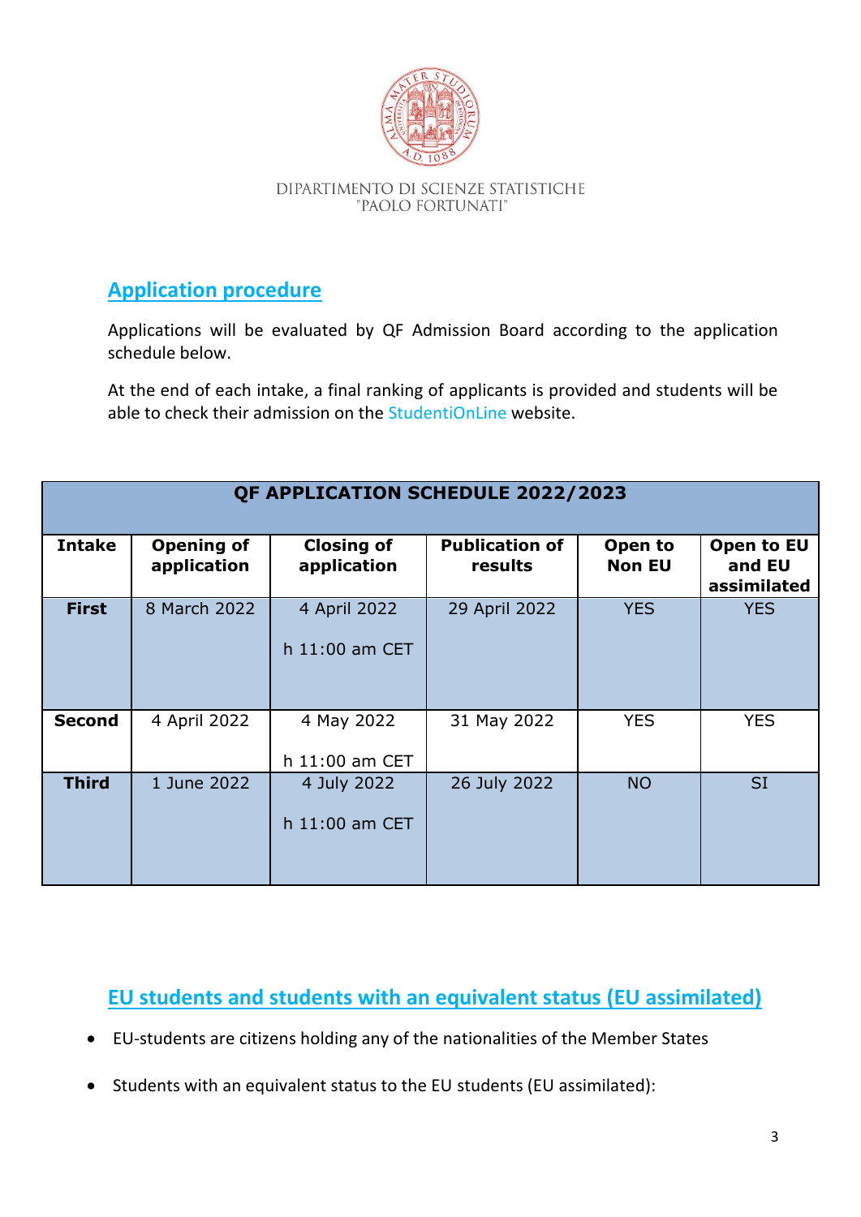DIPARTIMENTO DI SCIENZE STATISTICHE
"PAOLO FORTUNATI"

## Application procedure

Applications will be evaluated by QF Admission Board according to the application schedule below.

At the end of each intake, a final ranking of applicants is provided and students will be able to check their admission on the StudentiOnLine website.

| QF APPLICATION SCHEDULE 2022/2023 | | | | | |
|---|---|---|---|---|---|
| **Intake** | **Opening of application** | **Closing of application** | **Publication of results** | **Open to Non EU** | **Open to EU and EU assimilated** |
| **First** | 8 March 2022 | 4 April 2022<br>h 11:00 am CET | 29 April 2022 | YES | YES |
| **Second** | 4 April 2022 | 4 May 2022<br>h 11:00 am CET | 31 May 2022 | YES | YES |
| **Third** | 1 June 2022 | 4 July 2022<br>h 11:00 am CET | 26 July 2022 | NO | SI |

## EU students and students with an equivalent status (EU assimilated)

- EU-students are citizens holding any of the nationalities of the Member States
- Students with an equivalent status to the EU students (EU assimilated):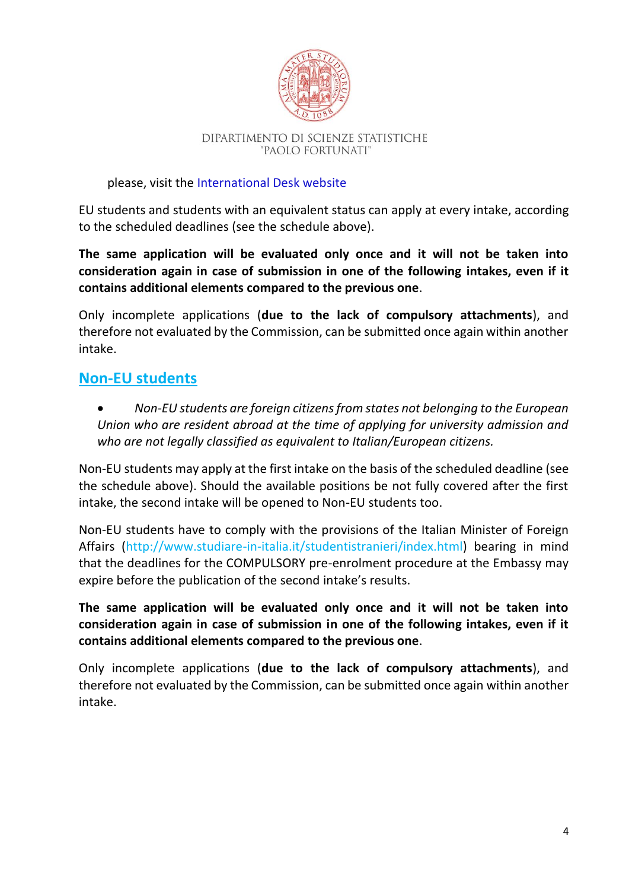please, visit the International Desk website

EU students and students with an equivalent status can apply at every intake, according to the scheduled deadlines (see the schedule above).

**The same application will be evaluated only once and it will not be taken into consideration again in case of submission in one of the following intakes, even if it contains additional elements compared to the previous one**.

Only incomplete applications (**due to the lack of compulsory attachments**), and therefore not evaluated by the Commission, can be submitted once again within another intake.

## Non-EU students

- *Non-EU students are foreign citizens from states not belonging to the European Union who are resident abroad at the time of applying for university admission and who are not legally classified as equivalent to Italian/European citizens.*

Non-EU students may apply at the first intake on the basis of the scheduled deadline (see the schedule above). Should the available positions be not fully covered after the first intake, the second intake will be opened to Non-EU students too.

Non-EU students have to comply with the provisions of the Italian Minister of Foreign Affairs (http://www.studiare-in-italia.it/studentistranieri/index.html) bearing in mind that the deadlines for the COMPULSORY pre-enrolment procedure at the Embassy may expire before the publication of the second intake's results.

**The same application will be evaluated only once and it will not be taken into consideration again in case of submission in one of the following intakes, even if it contains additional elements compared to the previous one**.

Only incomplete applications (**due to the lack of compulsory attachments**), and therefore not evaluated by the Commission, can be submitted once again within another intake.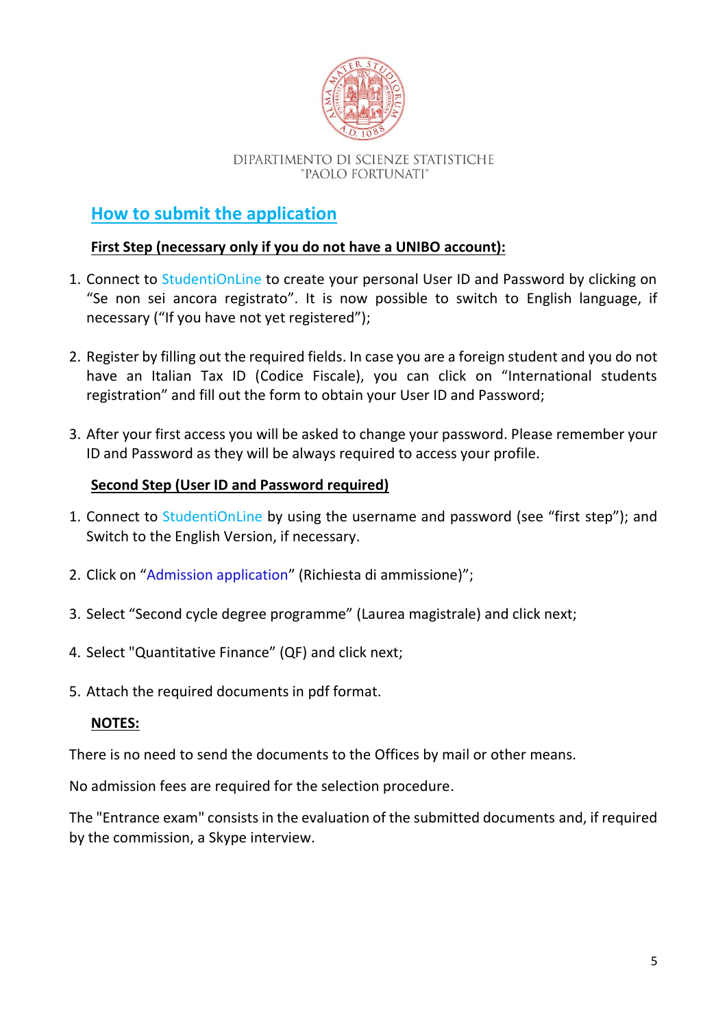DIPARTIMENTO DI SCIENZE STATISTICHE
"PAOLO FORTUNATI"

## How to submit the application

**First Step (necessary only if you do not have a UNIBO account):**

1. Connect to StudentiOnLine to create your personal User ID and Password by clicking on "Se non sei ancora registrato". It is now possible to switch to English language, if necessary ("If you have not yet registered");

2. Register by filling out the required fields. In case you are a foreign student and you do not have an Italian Tax ID (Codice Fiscale), you can click on "International students registration" and fill out the form to obtain your User ID and Password;

3. After your first access you will be asked to change your password. Please remember your ID and Password as they will be always required to access your profile.

**Second Step (User ID and Password required)**

1. Connect to StudentiOnLine by using the username and password (see "first step"); and Switch to the English Version, if necessary.

2. Click on "Admission application" (Richiesta di ammissione)";

3. Select "Second cycle degree programme" (Laurea magistrale) and click next;

4. Select "Quantitative Finance" (QF) and click next;

5. Attach the required documents in pdf format.

**NOTES:**

There is no need to send the documents to the Offices by mail or other means.

No admission fees are required for the selection procedure.

The "Entrance exam" consists in the evaluation of the submitted documents and, if required by the commission, a Skype interview.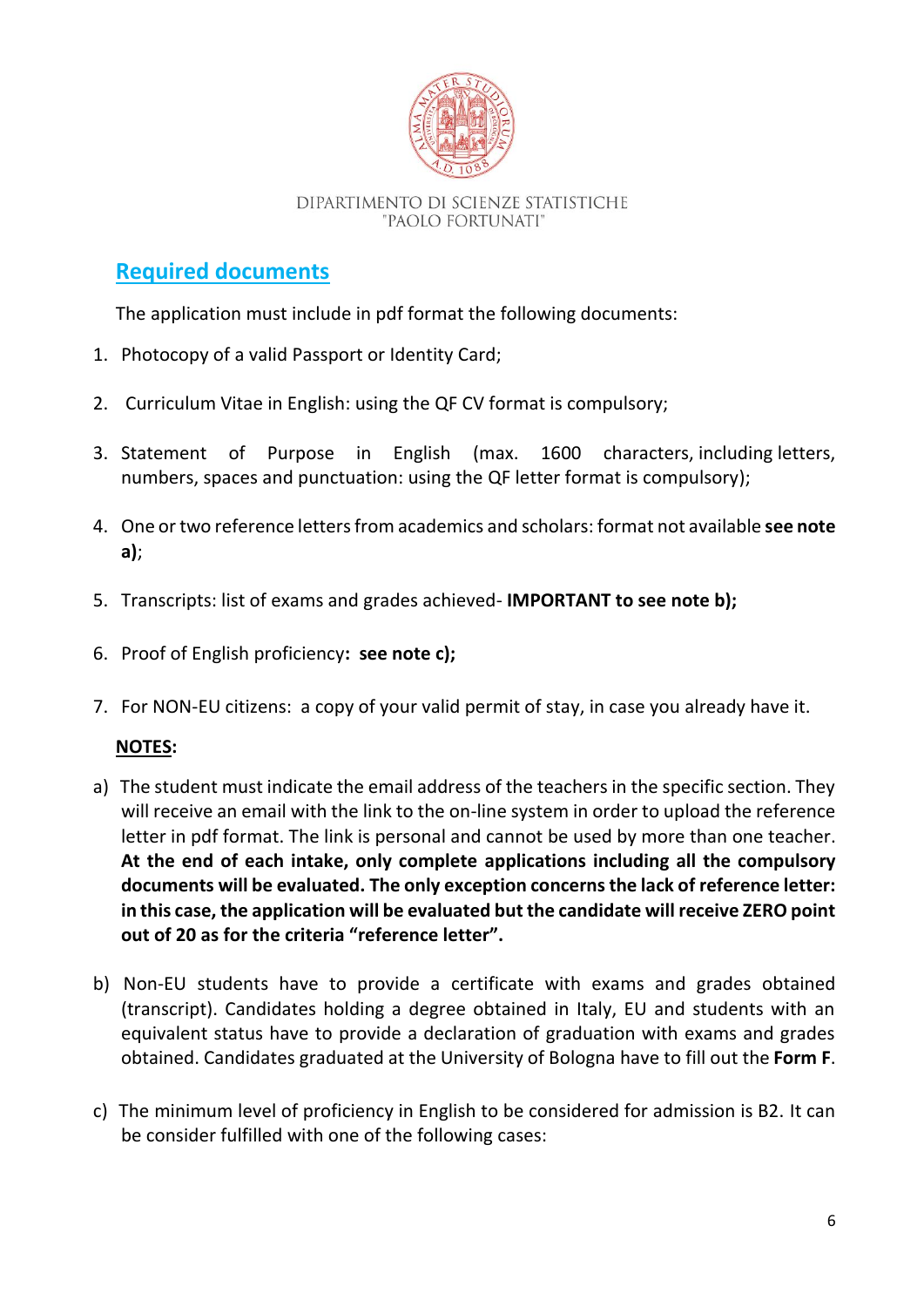DIPARTIMENTO DI SCIENZE STATISTICHE
"PAOLO FORTUNATI"

## Required documents

The application must include in pdf format the following documents:

1. Photocopy of a valid Passport or Identity Card;
2. Curriculum Vitae in English: using the QF CV format is compulsory;
3. Statement of Purpose in English (max. 1600 characters, including letters, numbers, spaces and punctuation: using the QF letter format is compulsory);
4. One or two reference letters from academics and scholars: format not available **see note a)**;
5. Transcripts: list of exams and grades achieved- **IMPORTANT to see note b);**
6. Proof of English proficiency**: see note c);**
7. For NON-EU citizens: a copy of your valid permit of stay, in case you already have it.

**NOTES:**

a) The student must indicate the email address of the teachers in the specific section. They will receive an email with the link to the on-line system in order to upload the reference letter in pdf format. The link is personal and cannot be used by more than one teacher. **At the end of each intake, only complete applications including all the compulsory documents will be evaluated. The only exception concerns the lack of reference letter: in this case, the application will be evaluated but the candidate will receive ZERO point out of 20 as for the criteria "reference letter".**

b) Non-EU students have to provide a certificate with exams and grades obtained (transcript). Candidates holding a degree obtained in Italy, EU and students with an equivalent status have to provide a declaration of graduation with exams and grades obtained. Candidates graduated at the University of Bologna have to fill out the **Form F**.

c) The minimum level of proficiency in English to be considered for admission is B2. It can be consider fulfilled with one of the following cases: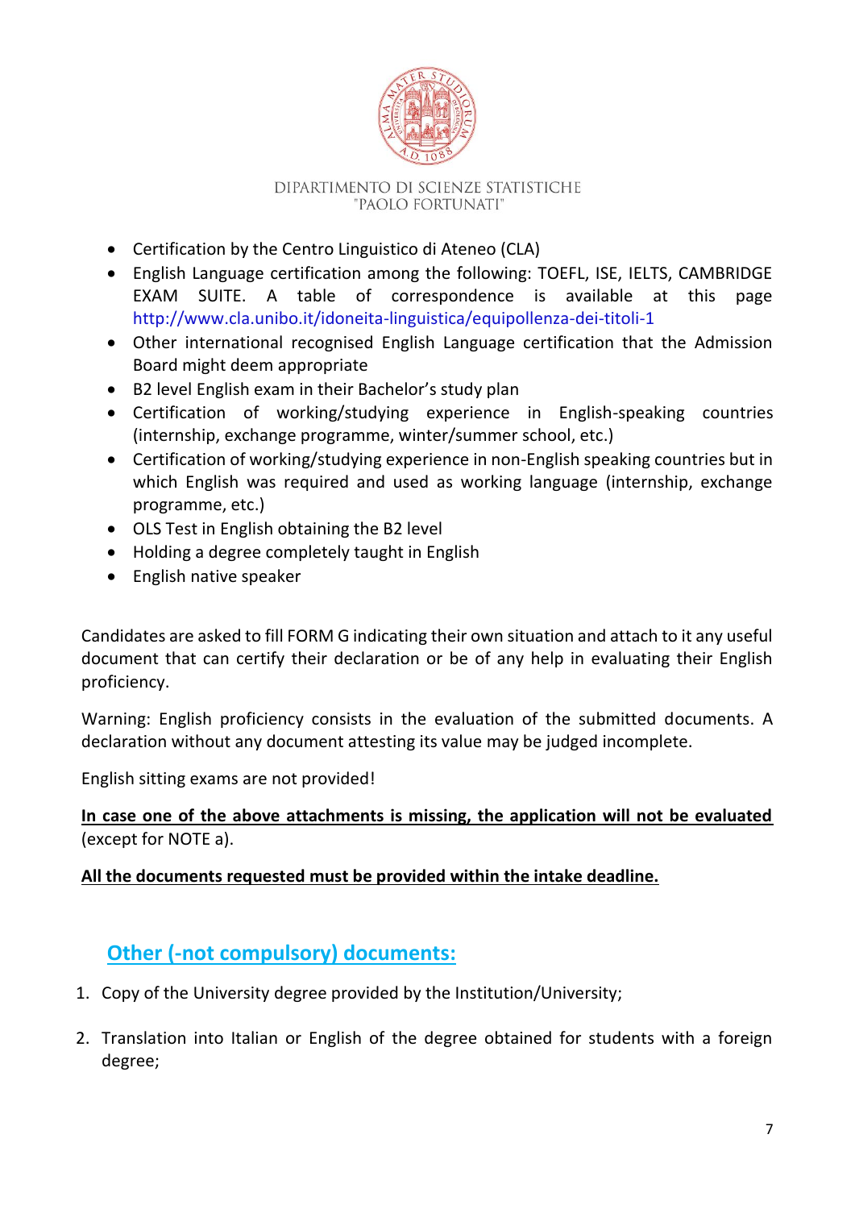- Certification by the Centro Linguistico di Ateneo (CLA)
- English Language certification among the following: TOEFL, ISE, IELTS, CAMBRIDGE EXAM SUITE. A table of correspondence is available at this page http://www.cla.unibo.it/idoneita-linguistica/equipollenza-dei-titoli-1
- Other international recognised English Language certification that the Admission Board might deem appropriate
- B2 level English exam in their Bachelor's study plan
- Certification of working/studying experience in English-speaking countries (internship, exchange programme, winter/summer school, etc.)
- Certification of working/studying experience in non-English speaking countries but in which English was required and used as working language (internship, exchange programme, etc.)
- OLS Test in English obtaining the B2 level
- Holding a degree completely taught in English
- English native speaker

Candidates are asked to fill FORM G indicating their own situation and attach to it any useful document that can certify their declaration or be of any help in evaluating their English proficiency.

Warning: English proficiency consists in the evaluation of the submitted documents. A declaration without any document attesting its value may be judged incomplete.

English sitting exams are not provided!

**In case one of the above attachments is missing, the application will not be evaluated** (except for NOTE a).

**All the documents requested must be provided within the intake deadline.**

## Other (-not compulsory) documents:

1. Copy of the University degree provided by the Institution/University;
2. Translation into Italian or English of the degree obtained for students with a foreign degree;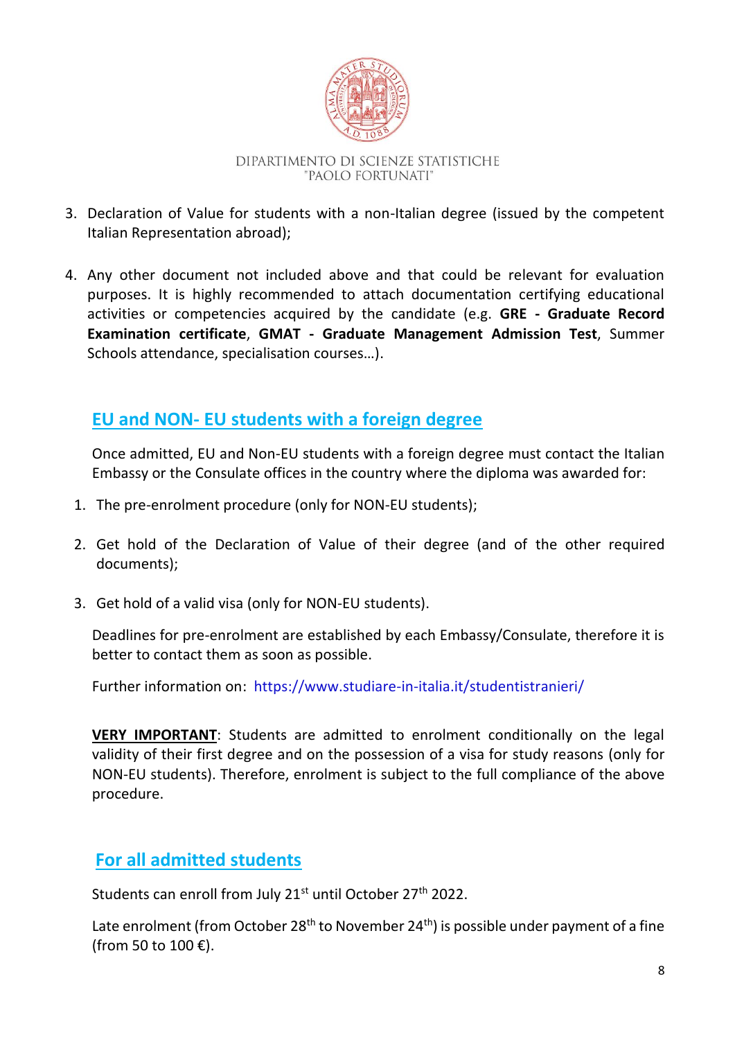3. Declaration of Value for students with a non-Italian degree (issued by the competent Italian Representation abroad);

4. Any other document not included above and that could be relevant for evaluation purposes. It is highly recommended to attach documentation certifying educational activities or competencies acquired by the candidate (e.g. **GRE - Graduate Record Examination certificate**, **GMAT - Graduate Management Admission Test**, Summer Schools attendance, specialisation courses…).

## EU and NON- EU students with a foreign degree

Once admitted, EU and Non-EU students with a foreign degree must contact the Italian Embassy or the Consulate offices in the country where the diploma was awarded for:

1. The pre-enrolment procedure (only for NON-EU students);
2. Get hold of the Declaration of Value of their degree (and of the other required documents);
3. Get hold of a valid visa (only for NON-EU students).

Deadlines for pre-enrolment are established by each Embassy/Consulate, therefore it is better to contact them as soon as possible.

Further information on: https://www.studiare-in-italia.it/studentistranieri/

**VERY IMPORTANT**: Students are admitted to enrolment conditionally on the legal validity of their first degree and on the possession of a visa for study reasons (only for NON-EU students). Therefore, enrolment is subject to the full compliance of the above procedure.

## For all admitted students

Students can enroll from July 21st until October 27th 2022.

Late enrolment (from October 28th to November 24th) is possible under payment of a fine (from 50 to 100 €).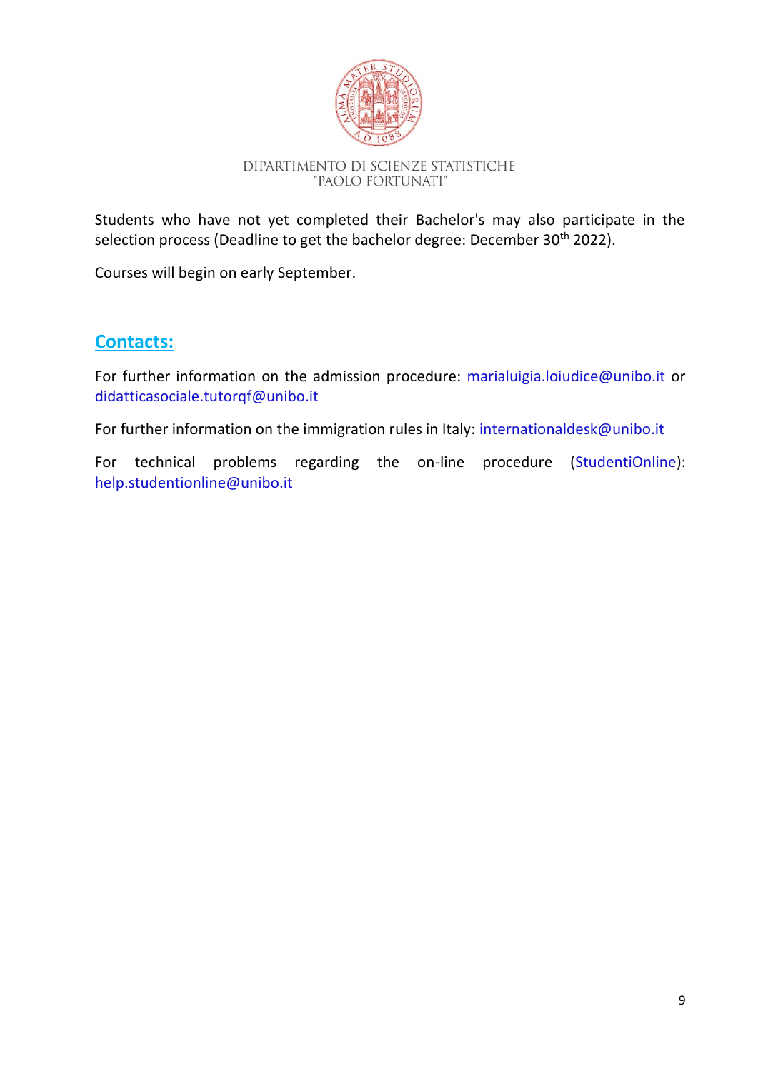DIPARTIMENTO DI SCIENZE STATISTICHE
"PAOLO FORTUNATI"

Students who have not yet completed their Bachelor's may also participate in the selection process (Deadline to get the bachelor degree: December 30th 2022).

Courses will begin on early September.

## Contacts:

For further information on the admission procedure: marialuigia.loiudice@unibo.it or didatticasociale.tutorqf@unibo.it

For further information on the immigration rules in Italy: internationaldesk@unibo.it

For technical problems regarding the on-line procedure (StudentiOnline): help.studentionline@unibo.it